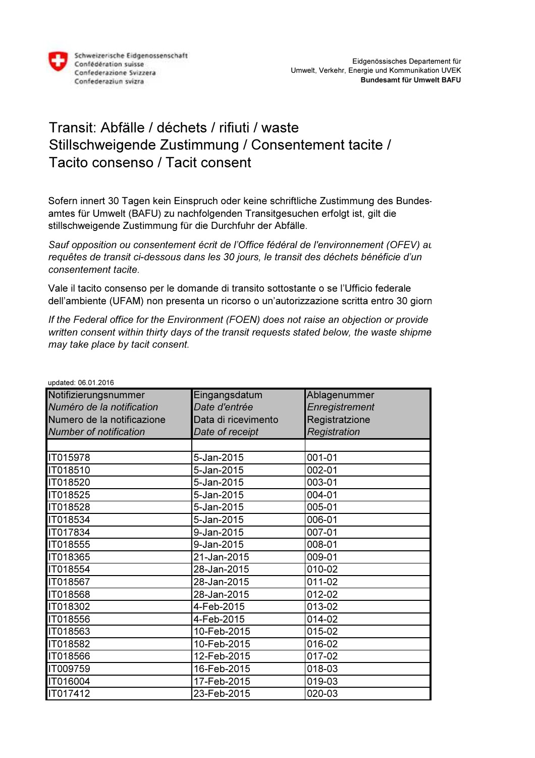Schweizerische Eidgenossenschaft
Confédération suisse
Confederazione Svizzera
Confederaziun svizra

Eidgenössisches Departement für
Umwelt, Verkehr, Energie und Kommunikation UVEK
**Bundesamt für Umwelt BAFU**

# Transit: Abfälle / déchets / rifiuti / waste
# Stillschweigende Zustimmung / Consentement tacite / Tacito consenso / Tacit consent

Sofern innert 30 Tagen kein Einspruch oder keine schriftliche Zustimmung des Bundesamtes für Umwelt (BAFU) zu nachfolgenden Transitgesuchen erfolgt ist, gilt die stillschweigende Zustimmung für die Durchfuhr der Abfälle.

*Sauf opposition ou consentement écrit de l'Office fédéral de l'environnement (OFEV) au requêtes de transit ci-dessous dans les 30 jours, le transit des déchets bénéficie d'un consentement tacite.*

Vale il tacito consenso per le domande di transito sottostante o se l'Ufficio federale dell'ambiente (UFAM) non presenta un ricorso o un'autorizzazione scritta entro 30 giorn

*If the Federal office for the Environment (FOEN) does not raise an objection or provide written consent within thirty days of the transit requests stated below, the waste shipme may take place by tacit consent.*

updated: 06.01.2016

| Notifizierungsnummer<br>*Numéro de la notification*<br>Numero de la notificazione<br>*Number of notification* | Eingangsdatum<br>*Date d'entrée*<br>Data di ricevimento<br>*Date of receipt* | Ablagenummer<br>*Enregistrement*<br>Registratzione<br>*Registration* |
|---|---|---|
| | | |
| IT015978 | 5-Jan-2015 | 001-01 |
| IT018510 | 5-Jan-2015 | 002-01 |
| IT018520 | 5-Jan-2015 | 003-01 |
| IT018525 | 5-Jan-2015 | 004-01 |
| IT018528 | 5-Jan-2015 | 005-01 |
| IT018534 | 5-Jan-2015 | 006-01 |
| IT017834 | 9-Jan-2015 | 007-01 |
| IT018555 | 9-Jan-2015 | 008-01 |
| IT018365 | 21-Jan-2015 | 009-01 |
| IT018554 | 28-Jan-2015 | 010-02 |
| IT018567 | 28-Jan-2015 | 011-02 |
| IT018568 | 28-Jan-2015 | 012-02 |
| IT018302 | 4-Feb-2015 | 013-02 |
| IT018556 | 4-Feb-2015 | 014-02 |
| IT018563 | 10-Feb-2015 | 015-02 |
| IT018582 | 10-Feb-2015 | 016-02 |
| IT018566 | 12-Feb-2015 | 017-02 |
| IT009759 | 16-Feb-2015 | 018-03 |
| IT016004 | 17-Feb-2015 | 019-03 |
| IT017412 | 23-Feb-2015 | 020-03 |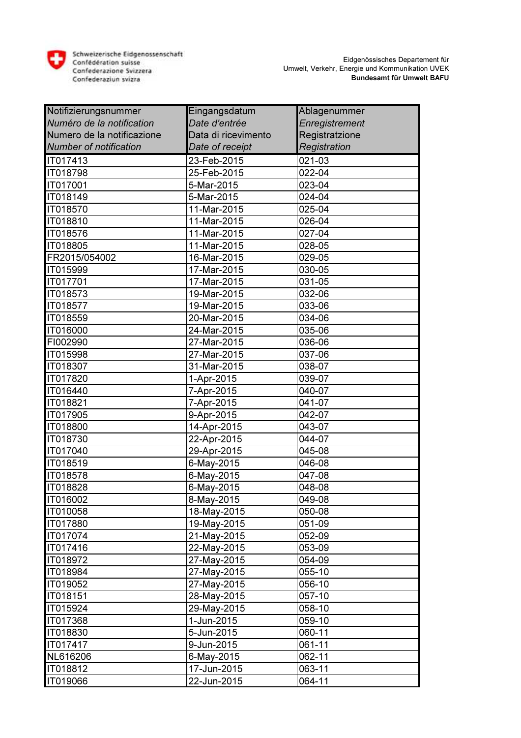Schweizerische Eidgenossenschaft
Confédération suisse
Confederazione Svizzera
Confederaziun svizra

Eidgenössisches Departement für
Umwelt, Verkehr, Energie und Kommunikation UVEK
**Bundesamt für Umwelt BAFU**

| Notifizierungsnummer<br>*Numéro de la notification*<br>Numero de la notificazione<br>*Number of notification* | Eingangsdatum<br>*Date d'entrée*<br>Data di ricevimento<br>*Date of receipt* | Ablagenummer<br>*Enregistrement*<br>Registratzione<br>*Registration* |
|---|---|---|
| IT017413 | 23-Feb-2015 | 021-03 |
| IT018798 | 25-Feb-2015 | 022-04 |
| IT017001 | 5-Mar-2015 | 023-04 |
| IT018149 | 5-Mar-2015 | 024-04 |
| IT018570 | 11-Mar-2015 | 025-04 |
| IT018810 | 11-Mar-2015 | 026-04 |
| IT018576 | 11-Mar-2015 | 027-04 |
| IT018805 | 11-Mar-2015 | 028-05 |
| FR2015/054002 | 16-Mar-2015 | 029-05 |
| IT015999 | 17-Mar-2015 | 030-05 |
| IT017701 | 17-Mar-2015 | 031-05 |
| IT018573 | 19-Mar-2015 | 032-06 |
| IT018577 | 19-Mar-2015 | 033-06 |
| IT018559 | 20-Mar-2015 | 034-06 |
| IT016000 | 24-Mar-2015 | 035-06 |
| FI002990 | 27-Mar-2015 | 036-06 |
| IT015998 | 27-Mar-2015 | 037-06 |
| IT018307 | 31-Mar-2015 | 038-07 |
| IT017820 | 1-Apr-2015 | 039-07 |
| IT016440 | 7-Apr-2015 | 040-07 |
| IT018821 | 7-Apr-2015 | 041-07 |
| IT017905 | 9-Apr-2015 | 042-07 |
| IT018800 | 14-Apr-2015 | 043-07 |
| IT018730 | 22-Apr-2015 | 044-07 |
| IT017040 | 29-Apr-2015 | 045-08 |
| IT018519 | 6-May-2015 | 046-08 |
| IT018578 | 6-May-2015 | 047-08 |
| IT018828 | 6-May-2015 | 048-08 |
| IT016002 | 8-May-2015 | 049-08 |
| IT010058 | 18-May-2015 | 050-08 |
| IT017880 | 19-May-2015 | 051-09 |
| IT017074 | 21-May-2015 | 052-09 |
| IT017416 | 22-May-2015 | 053-09 |
| IT018972 | 27-May-2015 | 054-09 |
| IT018984 | 27-May-2015 | 055-10 |
| IT019052 | 27-May-2015 | 056-10 |
| IT018151 | 28-May-2015 | 057-10 |
| IT015924 | 29-May-2015 | 058-10 |
| IT017368 | 1-Jun-2015 | 059-10 |
| IT018830 | 5-Jun-2015 | 060-11 |
| IT017417 | 9-Jun-2015 | 061-11 |
| NL616206 | 6-May-2015 | 062-11 |
| IT018812 | 17-Jun-2015 | 063-11 |
| IT019066 | 22-Jun-2015 | 064-11 |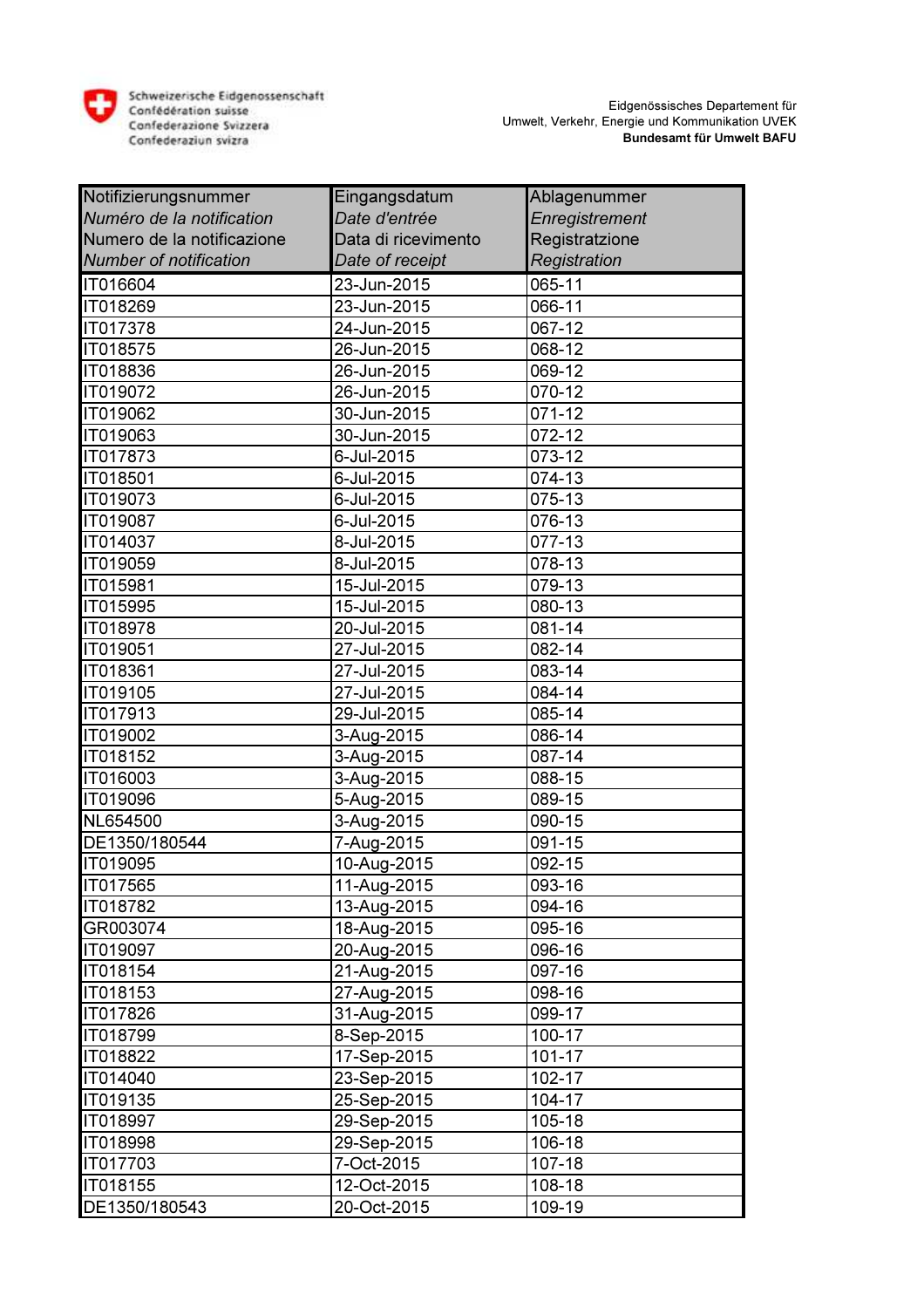Schweizerische Eidgenossenschaft
Confédération suisse
Confederazione Svizzera
Confederaziun svizra

Eidgenössisches Departement für Umwelt, Verkehr, Energie und Kommunikation UVEK
**Bundesamt für Umwelt BAFU**

| Notifizierungsnummer *Numéro de la notification* Numero de la notificazione *Number of notification* | Eingangsdatum *Date d'entrée* Data di ricevimento *Date of receipt* | Ablagenummer *Enregistrement* Registratzione *Registration* |
|---|---|---|
| IT016604 | 23-Jun-2015 | 065-11 |
| IT018269 | 23-Jun-2015 | 066-11 |
| IT017378 | 24-Jun-2015 | 067-12 |
| IT018575 | 26-Jun-2015 | 068-12 |
| IT018836 | 26-Jun-2015 | 069-12 |
| IT019072 | 26-Jun-2015 | 070-12 |
| IT019062 | 30-Jun-2015 | 071-12 |
| IT019063 | 30-Jun-2015 | 072-12 |
| IT017873 | 6-Jul-2015 | 073-12 |
| IT018501 | 6-Jul-2015 | 074-13 |
| IT019073 | 6-Jul-2015 | 075-13 |
| IT019087 | 6-Jul-2015 | 076-13 |
| IT014037 | 8-Jul-2015 | 077-13 |
| IT019059 | 8-Jul-2015 | 078-13 |
| IT015981 | 15-Jul-2015 | 079-13 |
| IT015995 | 15-Jul-2015 | 080-13 |
| IT018978 | 20-Jul-2015 | 081-14 |
| IT019051 | 27-Jul-2015 | 082-14 |
| IT018361 | 27-Jul-2015 | 083-14 |
| IT019105 | 27-Jul-2015 | 084-14 |
| IT017913 | 29-Jul-2015 | 085-14 |
| IT019002 | 3-Aug-2015 | 086-14 |
| IT018152 | 3-Aug-2015 | 087-14 |
| IT016003 | 3-Aug-2015 | 088-15 |
| IT019096 | 5-Aug-2015 | 089-15 |
| NL654500 | 3-Aug-2015 | 090-15 |
| DE1350/180544 | 7-Aug-2015 | 091-15 |
| IT019095 | 10-Aug-2015 | 092-15 |
| IT017565 | 11-Aug-2015 | 093-16 |
| IT018782 | 13-Aug-2015 | 094-16 |
| GR003074 | 18-Aug-2015 | 095-16 |
| IT019097 | 20-Aug-2015 | 096-16 |
| IT018154 | 21-Aug-2015 | 097-16 |
| IT018153 | 27-Aug-2015 | 098-16 |
| IT017826 | 31-Aug-2015 | 099-17 |
| IT018799 | 8-Sep-2015 | 100-17 |
| IT018822 | 17-Sep-2015 | 101-17 |
| IT014040 | 23-Sep-2015 | 102-17 |
| IT019135 | 25-Sep-2015 | 104-17 |
| IT018997 | 29-Sep-2015 | 105-18 |
| IT018998 | 29-Sep-2015 | 106-18 |
| IT017703 | 7-Oct-2015 | 107-18 |
| IT018155 | 12-Oct-2015 | 108-18 |
| DE1350/180543 | 20-Oct-2015 | 109-19 |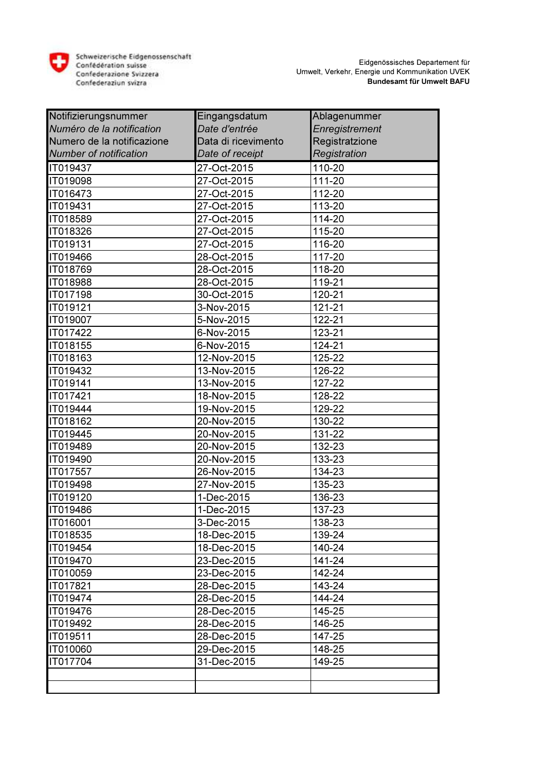Schweizerische Eidgenossenschaft
Confédération suisse
Confederazione Svizzera
Confederaziun svizra

Eidgenössisches Departement für
Umwelt, Verkehr, Energie und Kommunikation UVEK
**Bundesamt für Umwelt BAFU**

| Notifizierungsnummer<br>*Numéro de la notification*<br>Numero de la notificazione<br>*Number of notification* | Eingangsdatum<br>*Date d'entrée*<br>Data di ricevimento<br>*Date of receipt* | Ablagenummer<br>*Enregistrement*<br>Registratzione<br>*Registration* |
|---|---|---|
| IT019437 | 27-Oct-2015 | 110-20 |
| IT019098 | 27-Oct-2015 | 111-20 |
| IT016473 | 27-Oct-2015 | 112-20 |
| IT019431 | 27-Oct-2015 | 113-20 |
| IT018589 | 27-Oct-2015 | 114-20 |
| IT018326 | 27-Oct-2015 | 115-20 |
| IT019131 | 27-Oct-2015 | 116-20 |
| IT019466 | 28-Oct-2015 | 117-20 |
| IT018769 | 28-Oct-2015 | 118-20 |
| IT018988 | 28-Oct-2015 | 119-21 |
| IT017198 | 30-Oct-2015 | 120-21 |
| IT019121 | 3-Nov-2015 | 121-21 |
| IT019007 | 5-Nov-2015 | 122-21 |
| IT017422 | 6-Nov-2015 | 123-21 |
| IT018155 | 6-Nov-2015 | 124-21 |
| IT018163 | 12-Nov-2015 | 125-22 |
| IT019432 | 13-Nov-2015 | 126-22 |
| IT019141 | 13-Nov-2015 | 127-22 |
| IT017421 | 18-Nov-2015 | 128-22 |
| IT019444 | 19-Nov-2015 | 129-22 |
| IT018162 | 20-Nov-2015 | 130-22 |
| IT019445 | 20-Nov-2015 | 131-22 |
| IT019489 | 20-Nov-2015 | 132-23 |
| IT019490 | 20-Nov-2015 | 133-23 |
| IT017557 | 26-Nov-2015 | 134-23 |
| IT019498 | 27-Nov-2015 | 135-23 |
| IT019120 | 1-Dec-2015 | 136-23 |
| IT019486 | 1-Dec-2015 | 137-23 |
| IT016001 | 3-Dec-2015 | 138-23 |
| IT018535 | 18-Dec-2015 | 139-24 |
| IT019454 | 18-Dec-2015 | 140-24 |
| IT019470 | 23-Dec-2015 | 141-24 |
| IT010059 | 23-Dec-2015 | 142-24 |
| IT017821 | 28-Dec-2015 | 143-24 |
| IT019474 | 28-Dec-2015 | 144-24 |
| IT019476 | 28-Dec-2015 | 145-25 |
| IT019492 | 28-Dec-2015 | 146-25 |
| IT019511 | 28-Dec-2015 | 147-25 |
| IT010060 | 29-Dec-2015 | 148-25 |
| IT017704 | 31-Dec-2015 | 149-25 |
| | | |
| | | |